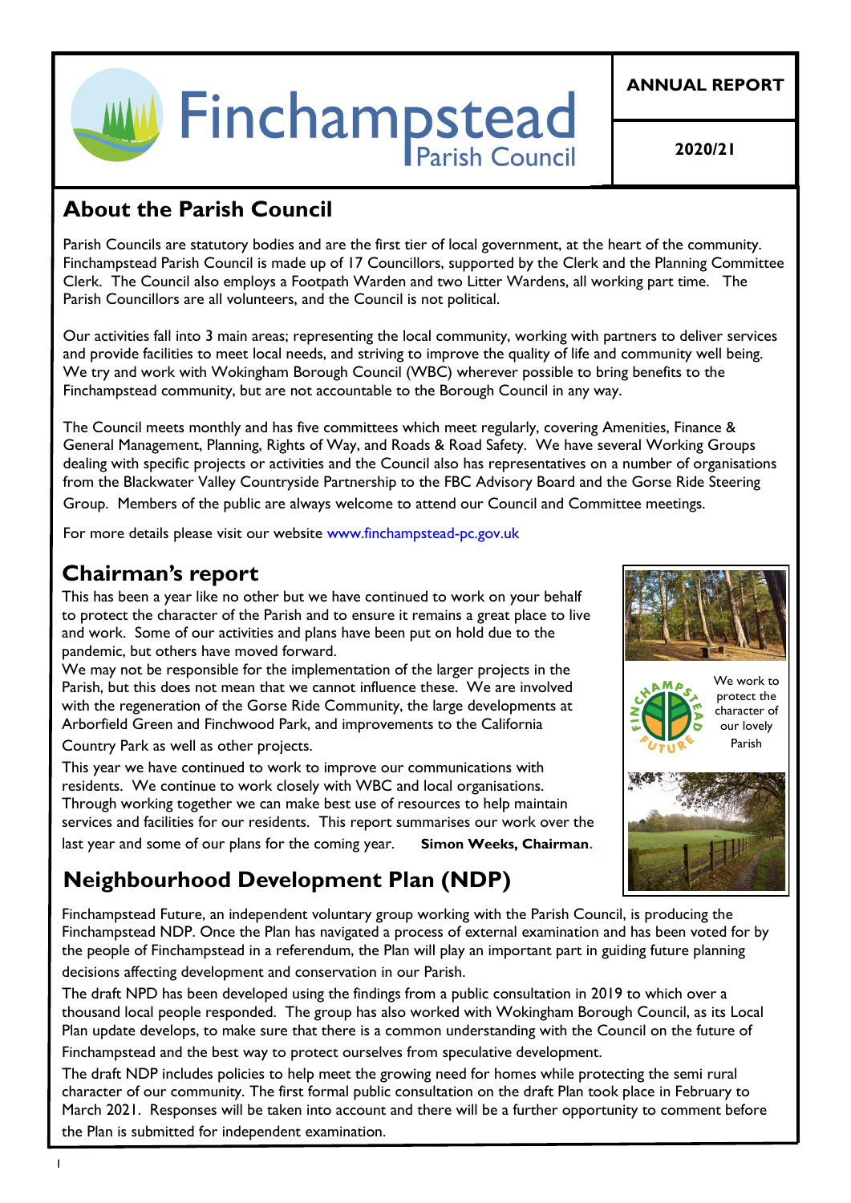# Finchampstead Parish Council

**ANNUAL REPORT**

**2020/21**

## About the Parish Council

Parish Councils are statutory bodies and are the first tier of local government, at the heart of the community. Finchampstead Parish Council is made up of 17 Councillors, supported by the Clerk and the Planning Committee Clerk. The Council also employs a Footpath Warden and two Litter Wardens, all working part time. The Parish Councillors are all volunteers, and the Council is not political.

Our activities fall into 3 main areas; representing the local community, working with partners to deliver services and provide facilities to meet local needs, and striving to improve the quality of life and community well being. We try and work with Wokingham Borough Council (WBC) wherever possible to bring benefits to the Finchampstead community, but are not accountable to the Borough Council in any way.

The Council meets monthly and has five committees which meet regularly, covering Amenities, Finance & General Management, Planning, Rights of Way, and Roads & Road Safety. We have several Working Groups dealing with specific projects or activities and the Council also has representatives on a number of organisations from the Blackwater Valley Countryside Partnership to the FBC Advisory Board and the Gorse Ride Steering Group. Members of the public are always welcome to attend our Council and Committee meetings.

For more details please visit our website www.finchampstead-pc.gov.uk

## Chairman's report

This has been a year like no other but we have continued to work on your behalf to protect the character of the Parish and to ensure it remains a great place to live and work. Some of our activities and plans have been put on hold due to the pandemic, but others have moved forward.

We may not be responsible for the implementation of the larger projects in the Parish, but this does not mean that we cannot influence these. We are involved with the regeneration of the Gorse Ride Community, the large developments at Arborfield Green and Finchwood Park, and improvements to the California Country Park as well as other projects.

This year we have continued to work to improve our communications with residents. We continue to work closely with WBC and local organisations. Through working together we can make best use of resources to help maintain services and facilities for our residents. This report summarises our work over the last year and some of our plans for the coming year. **Simon Weeks, Chairman.**

We work to protect the character of our lovely Parish

## Neighbourhood Development Plan (NDP)

Finchampstead Future, an independent voluntary group working with the Parish Council, is producing the Finchampstead NDP. Once the Plan has navigated a process of external examination and has been voted for by the people of Finchampstead in a referendum, the Plan will play an important part in guiding future planning decisions affecting development and conservation in our Parish.

The draft NPD has been developed using the findings from a public consultation in 2019 to which over a thousand local people responded. The group has also worked with Wokingham Borough Council, as its Local Plan update develops, to make sure that there is a common understanding with the Council on the future of Finchampstead and the best way to protect ourselves from speculative development.

The draft NDP includes policies to help meet the growing need for homes while protecting the semi rural character of our community. The first formal public consultation on the draft Plan took place in February to March 2021. Responses will be taken into account and there will be a further opportunity to comment before the Plan is submitted for independent examination.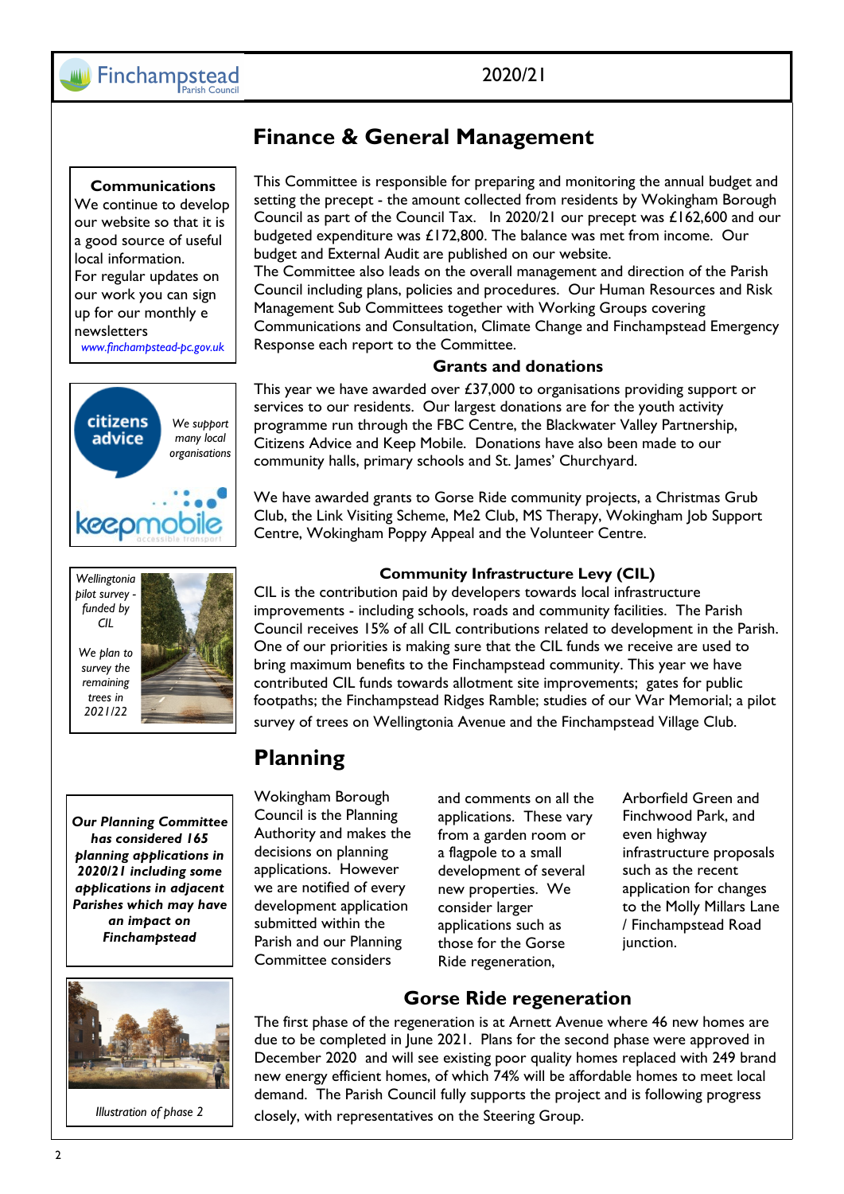# Finance & General Management

**Communications**

We continue to develop our website so that it is a good source of useful local information.

For regular updates on our work you can sign up for our monthly e newsletters

www.finchampstead-pc.gov.uk

This Committee is responsible for preparing and monitoring the annual budget and setting the precept - the amount collected from residents by Wokingham Borough Council as part of the Council Tax. In 2020/21 our precept was £162,600 and our budgeted expenditure was £172,800. The balance was met from income. Our budget and External Audit are published on our website.

The Committee also leads on the overall management and direction of the Parish Council including plans, policies and procedures. Our Human Resources and Risk Management Sub Committees together with Working Groups covering Communications and Consultation, Climate Change and Finchampstead Emergency Response each report to the Committee.

## Grants and donations

*We support many local organisations*

This year we have awarded over £37,000 to organisations providing support or services to our residents. Our largest donations are for the youth activity programme run through the FBC Centre, the Blackwater Valley Partnership, Citizens Advice and Keep Mobile. Donations have also been made to our community halls, primary schools and St. James' Churchyard.

We have awarded grants to Gorse Ride community projects, a Christmas Grub Club, the Link Visiting Scheme, Me2 Club, MS Therapy, Wokingham Job Support Centre, Wokingham Poppy Appeal and the Volunteer Centre.

## Community Infrastructure Levy (CIL)

*Wellingtonia pilot survey - funded by CIL*

*We plan to survey the remaining trees in 2021/22*

CIL is the contribution paid by developers towards local infrastructure improvements - including schools, roads and community facilities. The Parish Council receives 15% of all CIL contributions related to development in the Parish. One of our priorities is making sure that the CIL funds we receive are used to bring maximum benefits to the Finchampstead community. This year we have contributed CIL funds towards allotment site improvements; gates for public footpaths; the Finchampstead Ridges Ramble; studies of our War Memorial; a pilot survey of trees on Wellingtonia Avenue and the Finchampstead Village Club.

# Planning

***Our Planning Committee has considered 165 planning applications in 2020/21 including some applications in adjacent Parishes which may have an impact on Finchampstead***

Wokingham Borough Council is the Planning Authority and makes the decisions on planning applications. However we are notified of every development application submitted within the Parish and our Planning Committee considers and comments on all the applications. These vary from a garden room or a flagpole to a small development of several new properties. We consider larger applications such as those for the Gorse Ride regeneration, Arborfield Green and Finchwood Park, and even highway infrastructure proposals such as the recent application for changes to the Molly Millars Lane / Finchampstead Road junction.

## Gorse Ride regeneration

The first phase of the regeneration is at Arnett Avenue where 46 new homes are due to be completed in June 2021. Plans for the second phase were approved in December 2020 and will see existing poor quality homes replaced with 249 brand new energy efficient homes, of which 74% will be affordable homes to meet local demand. The Parish Council fully supports the project and is following progress closely, with representatives on the Steering Group.

*Illustration of phase 2*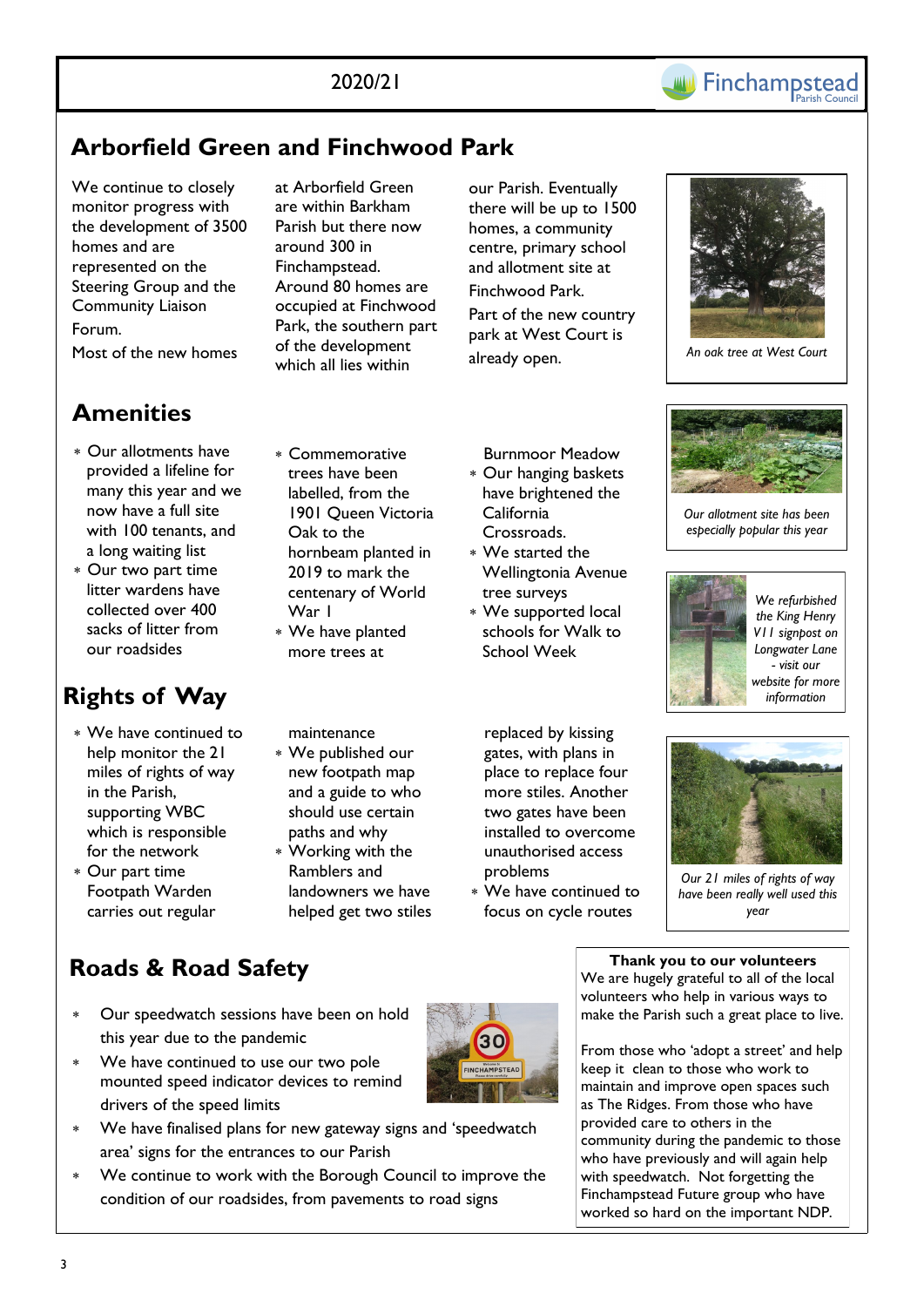2020/21

## Arborfield Green and Finchwood Park

We continue to closely monitor progress with the development of 3500 homes and are represented on the Steering Group and the Community Liaison Forum.

Most of the new homes at Arborfield Green are within Barkham Parish but there now around 300 in Finchampstead. Around 80 homes are occupied at Finchwood Park, the southern part of the development which all lies within our Parish. Eventually there will be up to 1500 homes, a community centre, primary school and allotment site at Finchwood Park.

Part of the new country park at West Court is already open.

*An oak tree at West Court*

## Amenities

- Our allotments have provided a lifeline for many this year and we now have a full site with 100 tenants, and a long waiting list
- Our two part time litter wardens have collected over 400 sacks of litter from our roadsides
- Commemorative trees have been labelled, from the 1901 Queen Victoria Oak to the hornbeam planted in 2019 to mark the centenary of World War I
- We have planted more trees at Burnmoor Meadow
- Our hanging baskets have brightened the California Crossroads.
- We started the Wellingtonia Avenue tree surveys
- We supported local schools for Walk to School Week

*Our allotment site has been especially popular this year*

*We refurbished the King Henry VII signpost on Longwater Lane - visit our website for more information*

## Rights of Way

- We have continued to help monitor the 21 miles of rights of way in the Parish, supporting WBC which is responsible for the network
- Our part time Footpath Warden carries out regular maintenance
- We published our new footpath map and a guide to who should use certain paths and why
- Working with the Ramblers and landowners we have helped get two stiles replaced by kissing gates, with plans in place to replace four more stiles. Another two gates have been installed to overcome unauthorised access problems
- We have continued to focus on cycle routes

*Our 21 miles of rights of way have been really well used this year*

## Roads & Road Safety

- Our speedwatch sessions have been on hold this year due to the pandemic
- We have continued to use our two pole mounted speed indicator devices to remind drivers of the speed limits
- We have finalised plans for new gateway signs and 'speedwatch area' signs for the entrances to our Parish
- We continue to work with the Borough Council to improve the condition of our roadsides, from pavements to road signs

**Thank you to our volunteers**

We are hugely grateful to all of the local volunteers who help in various ways to make the Parish such a great place to live.

From those who 'adopt a street' and help keep it clean to those who work to maintain and improve open spaces such as The Ridges. From those who have provided care to others in the community during the pandemic to those who have previously and will again help with speedwatch. Not forgetting the Finchampstead Future group who have worked so hard on the important NDP.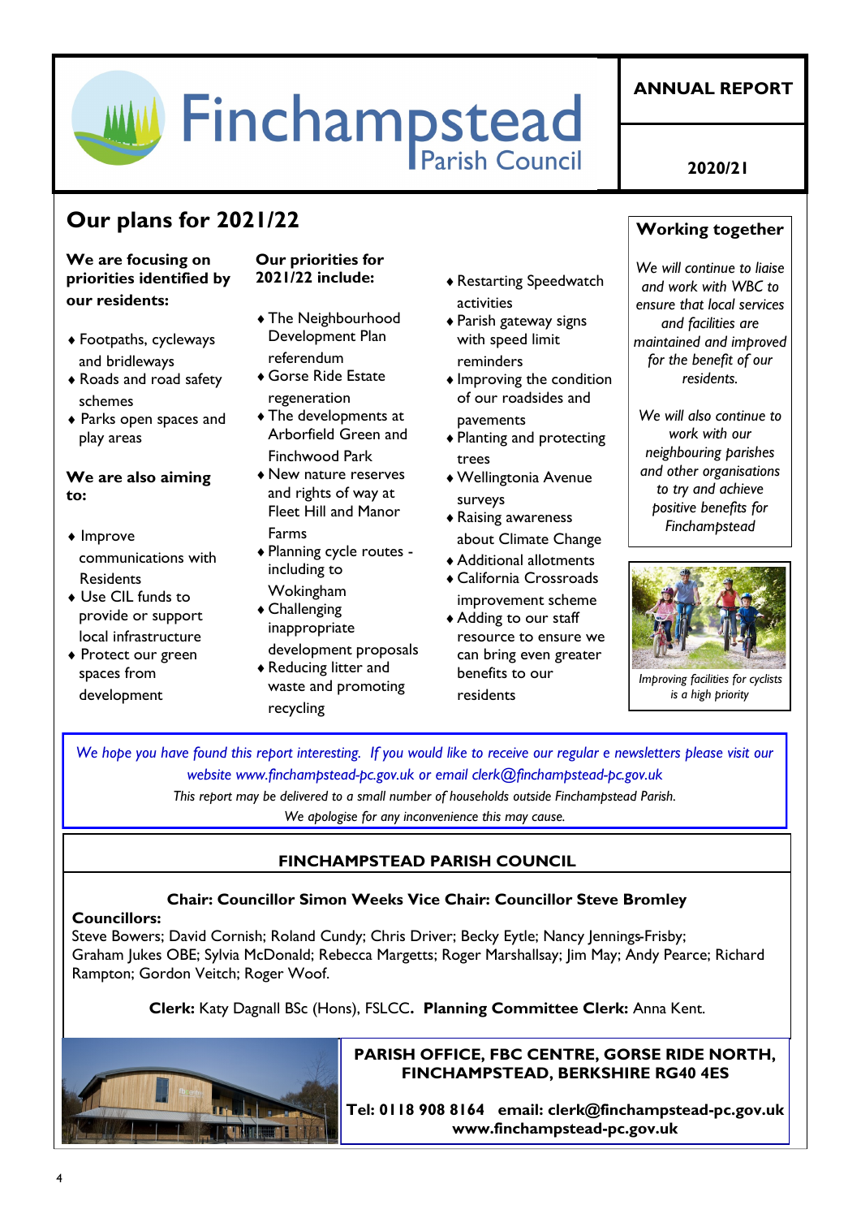# Finchampstead Parish Council

**ANNUAL REPORT**

**2020/21**

## Our plans for 2021/22

**We are focusing on priorities identified by our residents:**

- Footpaths, cycleways and bridleways
- Roads and road safety schemes
- Parks open spaces and play areas

**We are also aiming to:**

- Improve communications with Residents
- Use CIL funds to provide or support local infrastructure
- Protect our green spaces from development

**Our priorities for 2021/22 include:**

- The Neighbourhood Development Plan referendum
- Gorse Ride Estate regeneration
- The developments at Arborfield Green and Finchwood Park
- New nature reserves and rights of way at Fleet Hill and Manor Farms
- Planning cycle routes - including to Wokingham
- Challenging inappropriate development proposals
- Reducing litter and waste and promoting recycling
- Restarting Speedwatch activities
- Parish gateway signs with speed limit reminders
- Improving the condition of our roadsides and pavements
- Planting and protecting trees
- Wellingtonia Avenue surveys
- Raising awareness about Climate Change
- Additional allotments
- California Crossroads improvement scheme
- Adding to our staff resource to ensure we can bring even greater benefits to our residents

### Working together

*We will continue to liaise and work with WBC to ensure that local services and facilities are maintained and improved for the benefit of our residents.*

*We will also continue to work with our neighbouring parishes and other organisations to try and achieve positive benefits for Finchampstead*

*Improving facilities for cyclists is a high priority*

*We hope you have found this report interesting. If you would like to receive our regular e newsletters please visit our website www.finchampstead-pc.gov.uk or email clerk@finchampstead-pc.gov.uk*

*This report may be delivered to a small number of households outside Finchampstead Parish. We apologise for any inconvenience this may cause.*

### FINCHAMPSTEAD PARISH COUNCIL

**Chair: Councillor Simon Weeks Vice Chair: Councillor Steve Bromley**

**Councillors:**
Steve Bowers; David Cornish; Roland Cundy; Chris Driver; Becky Eytle; Nancy Jennings-Frisby; Graham Jukes OBE; Sylvia McDonald; Rebecca Margetts; Roger Marshallsay; Jim May; Andy Pearce; Richard Rampton; Gordon Veitch; Roger Woof.

**Clerk:** Katy Dagnall BSc (Hons), FSLCC**. Planning Committee Clerk:** Anna Kent.

**PARISH OFFICE, FBC CENTRE, GORSE RIDE NORTH, FINCHAMPSTEAD, BERKSHIRE RG40 4ES**

**Tel: 0118 908 8164 email: clerk@finchampstead-pc.gov.uk**
**www.finchampstead-pc.gov.uk**